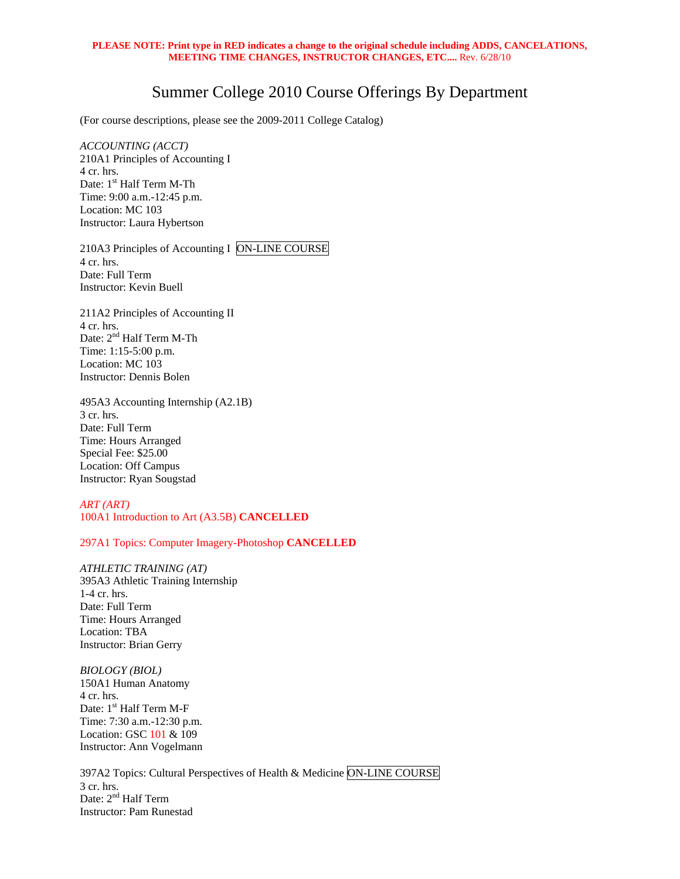**PLEASE NOTE: Print type in RED indicates a change to the original schedule including ADDS, CANCELATIONS, MEETING TIME CHANGES, INSTRUCTOR CHANGES, ETC....** Rev. 6/28/10

# Summer College 2010 Course Offerings By Department

(For course descriptions, please see the 2009-2011 College Catalog)

*ACCOUNTING (ACCT)*
210A1 Principles of Accounting I
4 cr. hrs.
Date: 1st Half Term M-Th
Time: 9:00 a.m.-12:45 p.m.
Location: MC 103
Instructor: Laura Hybertson

210A3 Principles of Accounting I ON-LINE COURSE
4 cr. hrs.
Date: Full Term
Instructor: Kevin Buell

211A2 Principles of Accounting II
4 cr. hrs.
Date: 2nd Half Term M-Th
Time: 1:15-5:00 p.m.
Location: MC 103
Instructor: Dennis Bolen

495A3 Accounting Internship (A2.1B)
3 cr. hrs.
Date: Full Term
Time: Hours Arranged
Special Fee: $25.00
Location: Off Campus
Instructor: Ryan Sougstad

*ART (ART)*
100A1 Introduction to Art (A3.5B) **CANCELLED**

297A1 Topics: Computer Imagery-Photoshop **CANCELLED**

*ATHLETIC TRAINING (AT)*
395A3 Athletic Training Internship
1-4 cr. hrs.
Date: Full Term
Time: Hours Arranged
Location: TBA
Instructor: Brian Gerry

*BIOLOGY (BIOL)*
150A1 Human Anatomy
4 cr. hrs.
Date: 1st Half Term M-F
Time: 7:30 a.m.-12:30 p.m.
Location: GSC 101 & 109
Instructor: Ann Vogelmann

397A2 Topics: Cultural Perspectives of Health & Medicine ON-LINE COURSE
3 cr. hrs.
Date: 2nd Half Term
Instructor: Pam Runestad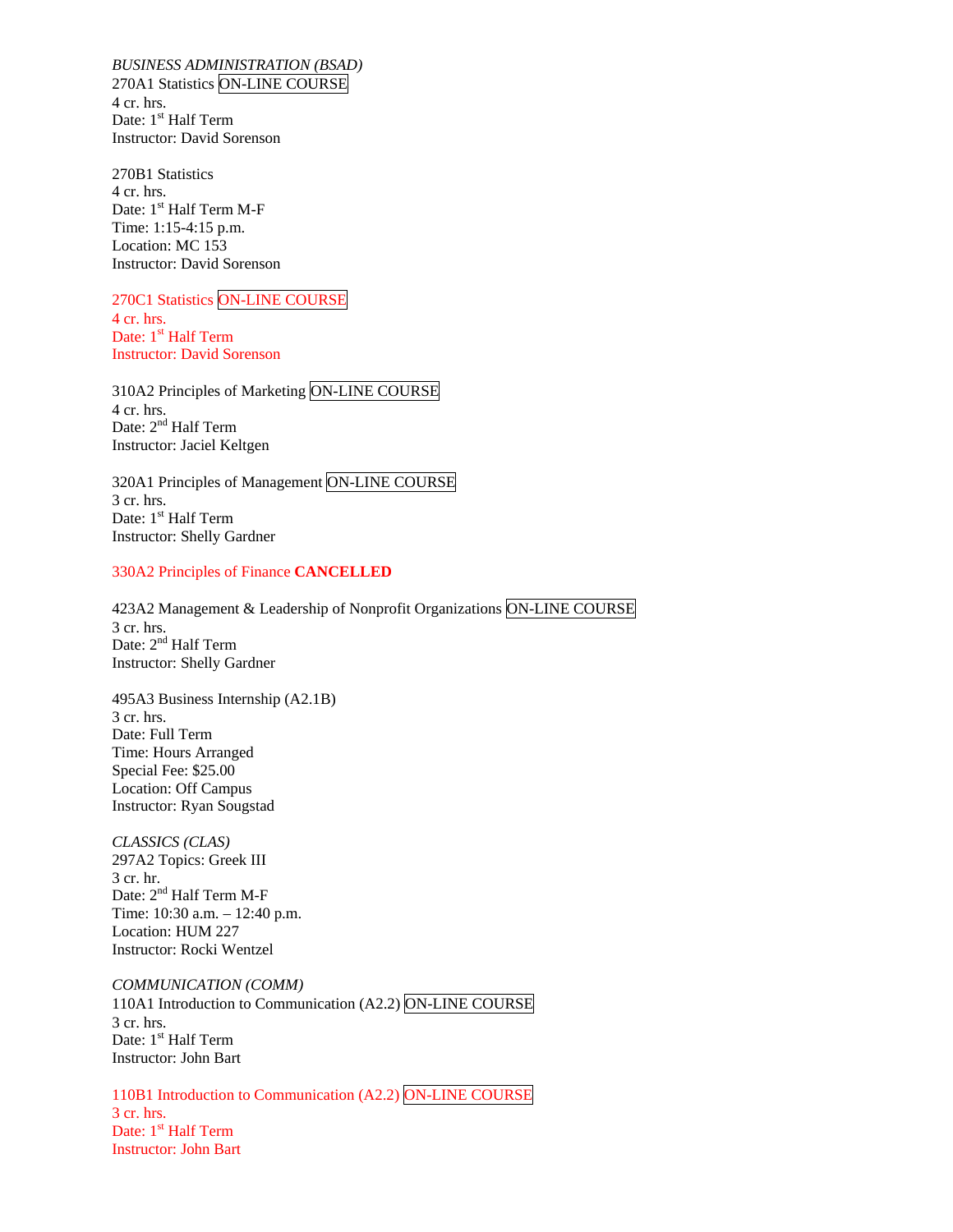*BUSINESS ADMINISTRATION (BSAD)*

270A1 Statistics ON-LINE COURSE
4 cr. hrs.
Date: 1st Half Term
Instructor: David Sorenson

270B1 Statistics
4 cr. hrs.
Date: 1st Half Term M-F
Time: 1:15-4:15 p.m.
Location: MC 153
Instructor: David Sorenson

270C1 Statistics ON-LINE COURSE
4 cr. hrs.
Date: 1st Half Term
Instructor: David Sorenson

310A2 Principles of Marketing ON-LINE COURSE
4 cr. hrs.
Date: 2nd Half Term
Instructor: Jaciel Keltgen

320A1 Principles of Management ON-LINE COURSE
3 cr. hrs.
Date: 1st Half Term
Instructor: Shelly Gardner

330A2 Principles of Finance **CANCELLED**

423A2 Management & Leadership of Nonprofit Organizations ON-LINE COURSE
3 cr. hrs.
Date: 2nd Half Term
Instructor: Shelly Gardner

495A3 Business Internship (A2.1B)
3 cr. hrs.
Date: Full Term
Time: Hours Arranged
Special Fee: $25.00
Location: Off Campus
Instructor: Ryan Sougstad

*CLASSICS (CLAS)*

297A2 Topics: Greek III
3 cr. hr.
Date: 2nd Half Term M-F
Time: 10:30 a.m. – 12:40 p.m.
Location: HUM 227
Instructor: Rocki Wentzel

*COMMUNICATION (COMM)*

110A1 Introduction to Communication (A2.2) ON-LINE COURSE
3 cr. hrs.
Date: 1st Half Term
Instructor: John Bart

110B1 Introduction to Communication (A2.2) ON-LINE COURSE
3 cr. hrs.
Date: 1st Half Term
Instructor: John Bart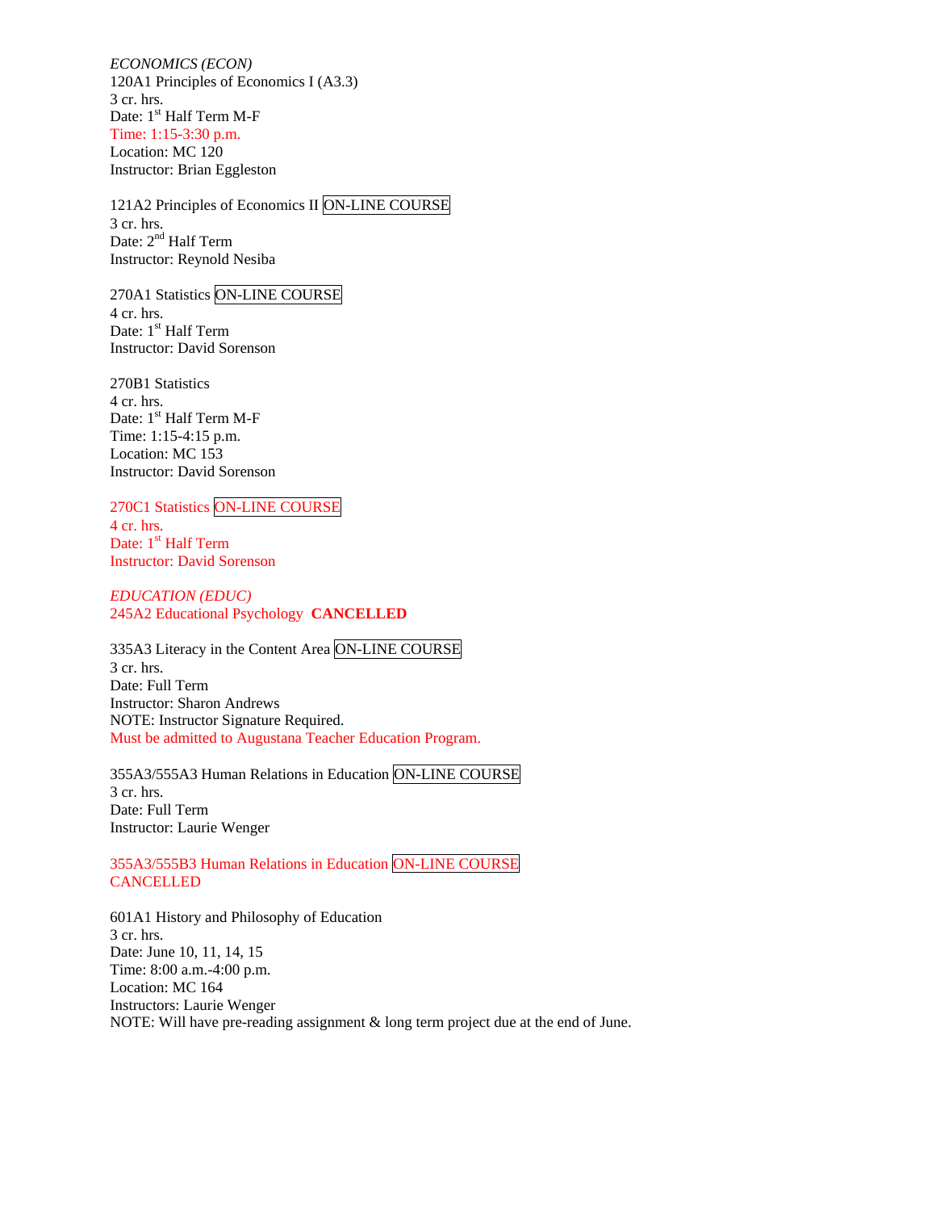*ECONOMICS (ECON)*
120A1 Principles of Economics I (A3.3)
3 cr. hrs.
Date: 1st Half Term M-F
Time: 1:15-3:30 p.m.
Location: MC 120
Instructor: Brian Eggleston

121A2 Principles of Economics II ON-LINE COURSE
3 cr. hrs.
Date: 2nd Half Term
Instructor: Reynold Nesiba

270A1 Statistics ON-LINE COURSE
4 cr. hrs.
Date: 1st Half Term
Instructor: David Sorenson

270B1 Statistics
4 cr. hrs.
Date: 1st Half Term M-F
Time: 1:15-4:15 p.m.
Location: MC 153
Instructor: David Sorenson

270C1 Statistics ON-LINE COURSE
4 cr. hrs.
Date: 1st Half Term
Instructor: David Sorenson

*EDUCATION (EDUC)*
245A2 Educational Psychology **CANCELLED**

335A3 Literacy in the Content Area ON-LINE COURSE
3 cr. hrs.
Date: Full Term
Instructor: Sharon Andrews
NOTE: Instructor Signature Required.
Must be admitted to Augustana Teacher Education Program.

355A3/555A3 Human Relations in Education ON-LINE COURSE
3 cr. hrs.
Date: Full Term
Instructor: Laurie Wenger

355A3/555B3 Human Relations in Education ON-LINE COURSE
CANCELLED

601A1 History and Philosophy of Education
3 cr. hrs.
Date: June 10, 11, 14, 15
Time: 8:00 a.m.-4:00 p.m.
Location: MC 164
Instructors: Laurie Wenger
NOTE: Will have pre-reading assignment & long term project due at the end of June.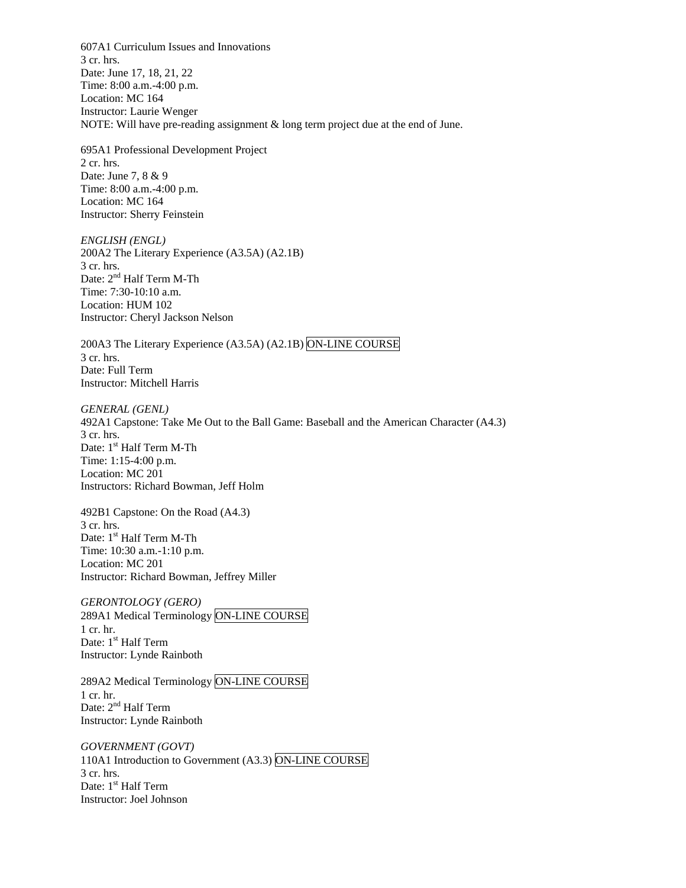607A1 Curriculum Issues and Innovations
3 cr. hrs.
Date: June 17, 18, 21, 22
Time: 8:00 a.m.-4:00 p.m.
Location: MC 164
Instructor: Laurie Wenger
NOTE: Will have pre-reading assignment & long term project due at the end of June.

695A1 Professional Development Project
2 cr. hrs.
Date: June 7, 8 & 9
Time: 8:00 a.m.-4:00 p.m.
Location: MC 164
Instructor: Sherry Feinstein

*ENGLISH (ENGL)*
200A2 The Literary Experience (A3.5A) (A2.1B)
3 cr. hrs.
Date: 2nd Half Term M-Th
Time: 7:30-10:10 a.m.
Location: HUM 102
Instructor: Cheryl Jackson Nelson

200A3 The Literary Experience (A3.5A) (A2.1B) ON-LINE COURSE
3 cr. hrs.
Date: Full Term
Instructor: Mitchell Harris

*GENERAL (GENL)*
492A1 Capstone: Take Me Out to the Ball Game: Baseball and the American Character (A4.3)
3 cr. hrs.
Date: 1st Half Term M-Th
Time: 1:15-4:00 p.m.
Location: MC 201
Instructors: Richard Bowman, Jeff Holm

492B1 Capstone: On the Road (A4.3)
3 cr. hrs.
Date: 1st Half Term M-Th
Time: 10:30 a.m.-1:10 p.m.
Location: MC 201
Instructor: Richard Bowman, Jeffrey Miller

*GERONTOLOGY (GERO)*
289A1 Medical Terminology ON-LINE COURSE
1 cr. hr.
Date: 1st Half Term
Instructor: Lynde Rainboth

289A2 Medical Terminology ON-LINE COURSE
1 cr. hr.
Date: 2nd Half Term
Instructor: Lynde Rainboth

*GOVERNMENT (GOVT)*
110A1 Introduction to Government (A3.3) ON-LINE COURSE
3 cr. hrs.
Date: 1st Half Term
Instructor: Joel Johnson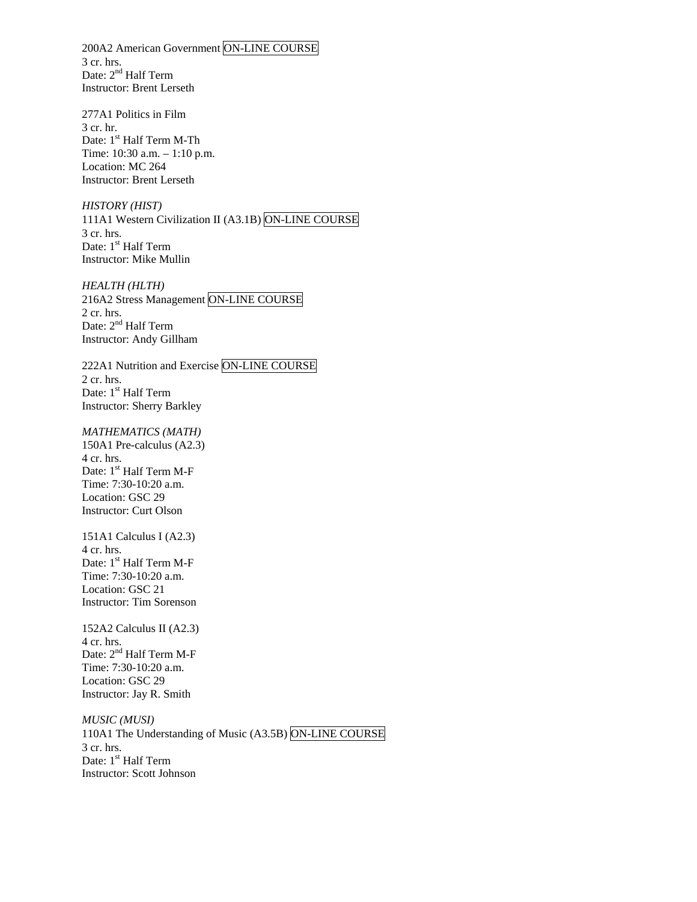200A2 American Government ON-LINE COURSE
3 cr. hrs.
Date: 2nd Half Term
Instructor: Brent Lerseth

277A1 Politics in Film
3 cr. hr.
Date: 1st Half Term M-Th
Time: 10:30 a.m. – 1:10 p.m.
Location: MC 264
Instructor: Brent Lerseth

*HISTORY (HIST)*
111A1 Western Civilization II (A3.1B) ON-LINE COURSE
3 cr. hrs.
Date: 1st Half Term
Instructor: Mike Mullin

*HEALTH (HLTH)*
216A2 Stress Management ON-LINE COURSE
2 cr. hrs.
Date: 2nd Half Term
Instructor: Andy Gillham

222A1 Nutrition and Exercise ON-LINE COURSE
2 cr. hrs.
Date: 1st Half Term
Instructor: Sherry Barkley

*MATHEMATICS (MATH)*
150A1 Pre-calculus (A2.3)
4 cr. hrs.
Date: 1st Half Term M-F
Time: 7:30-10:20 a.m.
Location: GSC 29
Instructor: Curt Olson

151A1 Calculus I (A2.3)
4 cr. hrs.
Date: 1st Half Term M-F
Time: 7:30-10:20 a.m.
Location: GSC 21
Instructor: Tim Sorenson

152A2 Calculus II (A2.3)
4 cr. hrs.
Date: 2nd Half Term M-F
Time: 7:30-10:20 a.m.
Location: GSC 29
Instructor: Jay R. Smith

*MUSIC (MUSI)*
110A1 The Understanding of Music (A3.5B) ON-LINE COURSE
3 cr. hrs.
Date: 1st Half Term
Instructor: Scott Johnson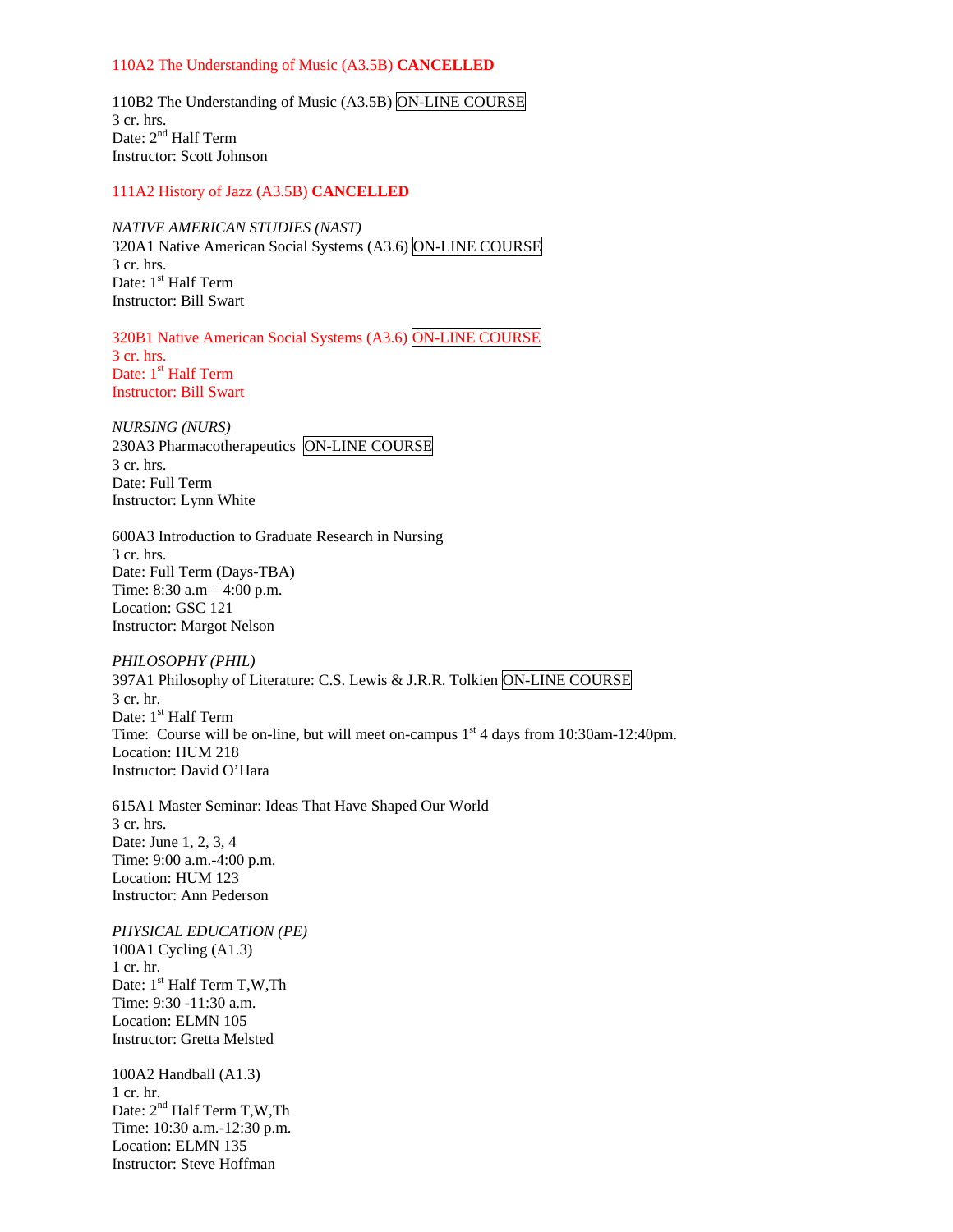110A2 The Understanding of Music (A3.5B) **CANCELLED**

110B2 The Understanding of Music (A3.5B) ON-LINE COURSE
3 cr. hrs.
Date: 2nd Half Term
Instructor: Scott Johnson

111A2 History of Jazz (A3.5B) **CANCELLED**

*NATIVE AMERICAN STUDIES (NAST)*
320A1 Native American Social Systems (A3.6) ON-LINE COURSE
3 cr. hrs.
Date: 1st Half Term
Instructor: Bill Swart

320B1 Native American Social Systems (A3.6) ON-LINE COURSE
3 cr. hrs.
Date: 1st Half Term
Instructor: Bill Swart

*NURSING (NURS)*
230A3 Pharmacotherapeutics ON-LINE COURSE
3 cr. hrs.
Date: Full Term
Instructor: Lynn White

600A3 Introduction to Graduate Research in Nursing
3 cr. hrs.
Date: Full Term (Days-TBA)
Time: 8:30 a.m – 4:00 p.m.
Location: GSC 121
Instructor: Margot Nelson

*PHILOSOPHY (PHIL)*
397A1 Philosophy of Literature: C.S. Lewis & J.R.R. Tolkien ON-LINE COURSE
3 cr. hr.
Date: 1st Half Term
Time: Course will be on-line, but will meet on-campus 1st 4 days from 10:30am-12:40pm.
Location: HUM 218
Instructor: David O'Hara

615A1 Master Seminar: Ideas That Have Shaped Our World
3 cr. hrs.
Date: June 1, 2, 3, 4
Time: 9:00 a.m.-4:00 p.m.
Location: HUM 123
Instructor: Ann Pederson

*PHYSICAL EDUCATION (PE)*
100A1 Cycling (A1.3)
1 cr. hr.
Date: 1st Half Term T,W,Th
Time: 9:30 -11:30 a.m.
Location: ELMN 105
Instructor: Gretta Melsted

100A2 Handball (A1.3)
1 cr. hr.
Date: 2nd Half Term T,W,Th
Time: 10:30 a.m.-12:30 p.m.
Location: ELMN 135
Instructor: Steve Hoffman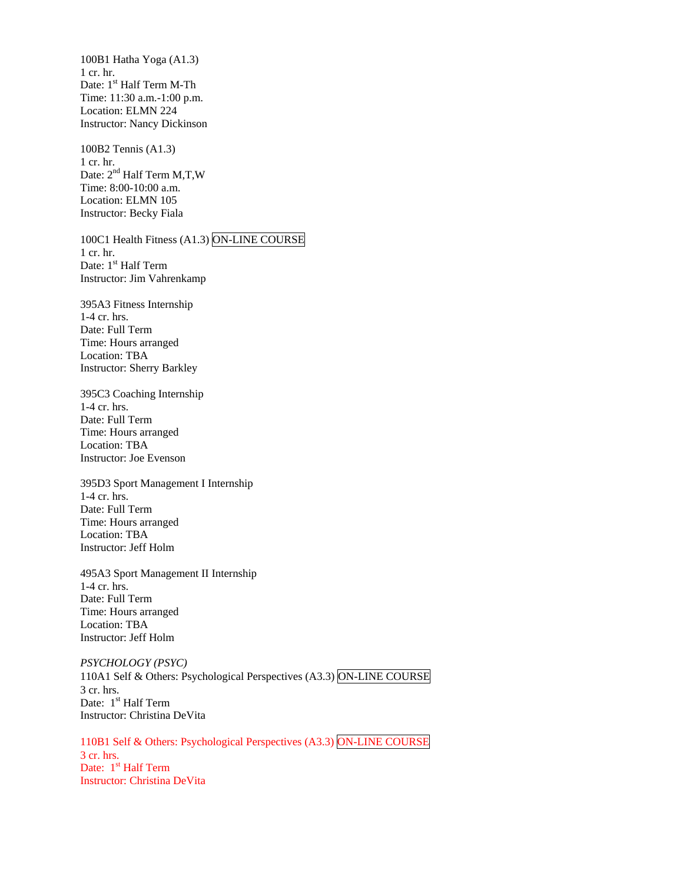100B1 Hatha Yoga (A1.3)
1 cr. hr.
Date: 1st Half Term M-Th
Time: 11:30 a.m.-1:00 p.m.
Location: ELMN 224
Instructor: Nancy Dickinson

100B2 Tennis (A1.3)
1 cr. hr.
Date: 2nd Half Term M,T,W
Time: 8:00-10:00 a.m.
Location: ELMN 105
Instructor: Becky Fiala

100C1 Health Fitness (A1.3) ON-LINE COURSE
1 cr. hr.
Date: 1st Half Term
Instructor: Jim Vahrenkamp

395A3 Fitness Internship
1-4 cr. hrs.
Date: Full Term
Time: Hours arranged
Location: TBA
Instructor: Sherry Barkley

395C3 Coaching Internship
1-4 cr. hrs.
Date: Full Term
Time: Hours arranged
Location: TBA
Instructor: Joe Evenson

395D3 Sport Management I Internship
1-4 cr. hrs.
Date: Full Term
Time: Hours arranged
Location: TBA
Instructor: Jeff Holm

495A3 Sport Management II Internship
1-4 cr. hrs.
Date: Full Term
Time: Hours arranged
Location: TBA
Instructor: Jeff Holm

*PSYCHOLOGY (PSYC)*
110A1 Self & Others: Psychological Perspectives (A3.3) ON-LINE COURSE
3 cr. hrs.
Date: 1st Half Term
Instructor: Christina DeVita

110B1 Self & Others: Psychological Perspectives (A3.3) ON-LINE COURSE
3 cr. hrs.
Date: 1st Half Term
Instructor: Christina DeVita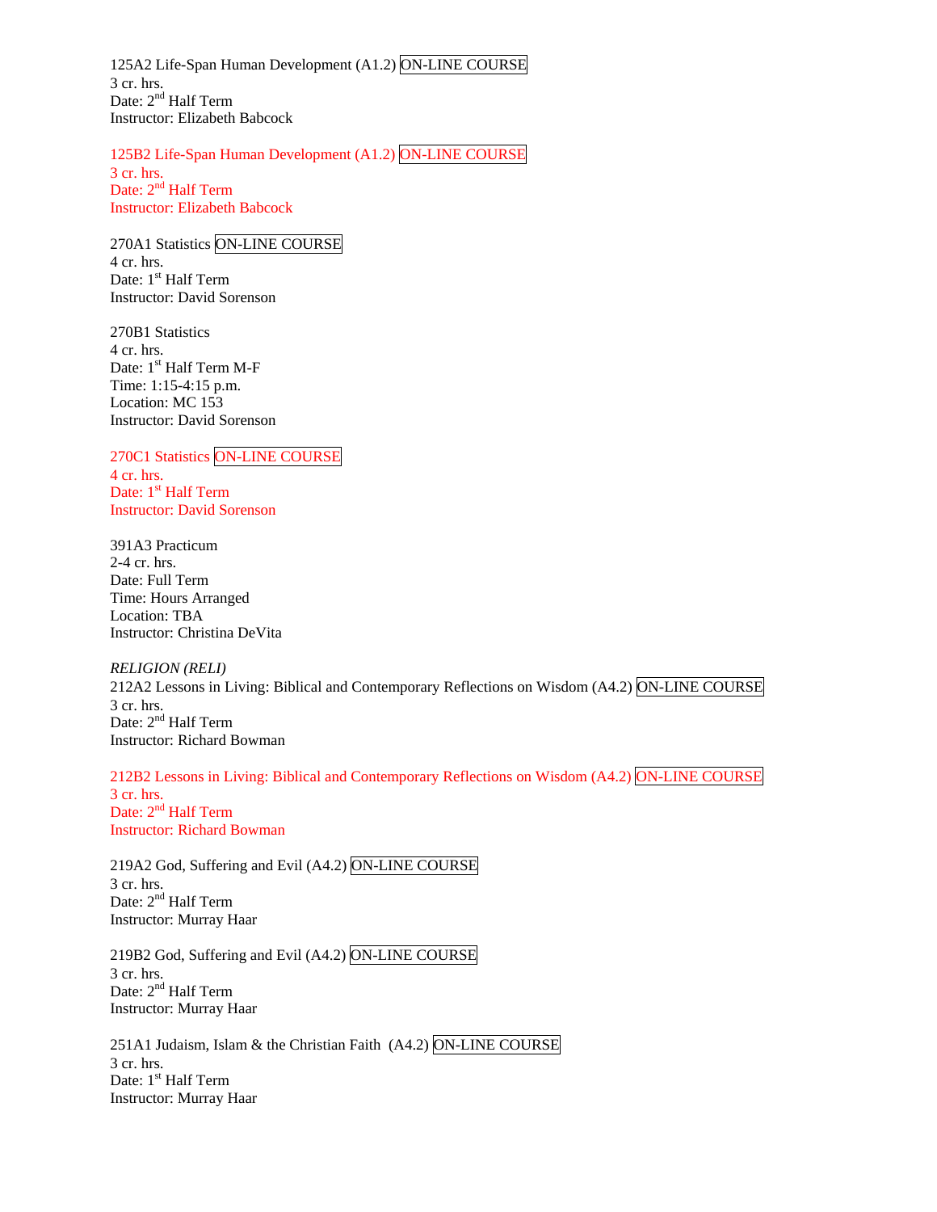125A2 Life-Span Human Development (A1.2) ON-LINE COURSE
3 cr. hrs.
Date: 2nd Half Term
Instructor: Elizabeth Babcock

125B2 Life-Span Human Development (A1.2) ON-LINE COURSE
3 cr. hrs.
Date: 2nd Half Term
Instructor: Elizabeth Babcock

270A1 Statistics ON-LINE COURSE
4 cr. hrs.
Date: 1st Half Term
Instructor: David Sorenson

270B1 Statistics
4 cr. hrs.
Date: 1st Half Term M-F
Time: 1:15-4:15 p.m.
Location: MC 153
Instructor: David Sorenson

270C1 Statistics ON-LINE COURSE
4 cr. hrs.
Date: 1st Half Term
Instructor: David Sorenson

391A3 Practicum
2-4 cr. hrs.
Date: Full Term
Time: Hours Arranged
Location: TBA
Instructor: Christina DeVita

*RELIGION (RELI)*
212A2 Lessons in Living: Biblical and Contemporary Reflections on Wisdom (A4.2) ON-LINE COURSE
3 cr. hrs.
Date: 2nd Half Term
Instructor: Richard Bowman

212B2 Lessons in Living: Biblical and Contemporary Reflections on Wisdom (A4.2) ON-LINE COURSE
3 cr. hrs.
Date: 2nd Half Term
Instructor: Richard Bowman

219A2 God, Suffering and Evil (A4.2) ON-LINE COURSE
3 cr. hrs.
Date: 2nd Half Term
Instructor: Murray Haar

219B2 God, Suffering and Evil (A4.2) ON-LINE COURSE
3 cr. hrs.
Date: 2nd Half Term
Instructor: Murray Haar

251A1 Judaism, Islam & the Christian Faith (A4.2) ON-LINE COURSE
3 cr. hrs.
Date: 1st Half Term
Instructor: Murray Haar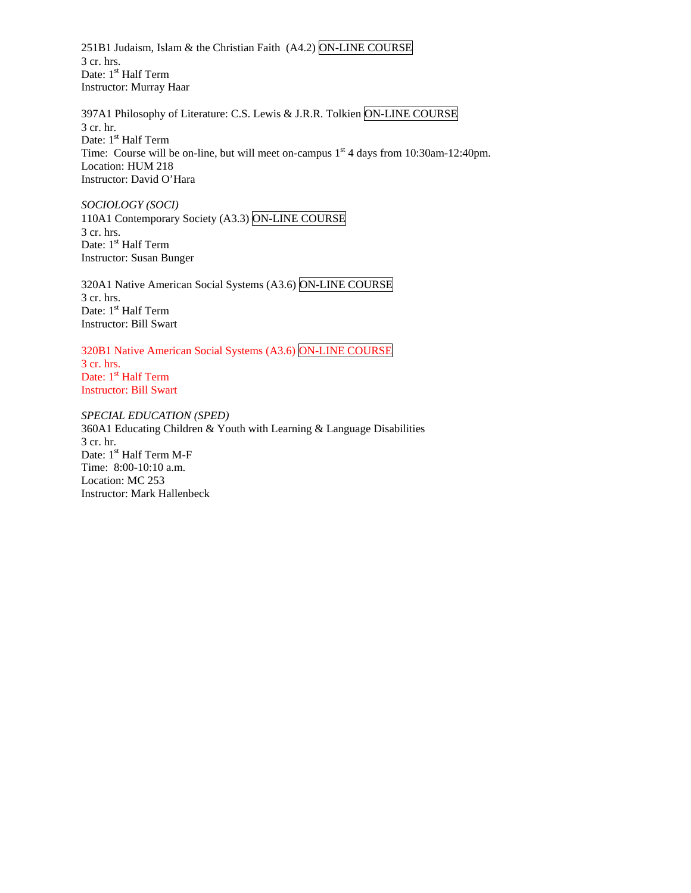251B1 Judaism, Islam & the Christian Faith (A4.2) ON-LINE COURSE
3 cr. hrs.
Date: 1st Half Term
Instructor: Murray Haar

397A1 Philosophy of Literature: C.S. Lewis & J.R.R. Tolkien ON-LINE COURSE
3 cr. hr.
Date: 1st Half Term
Time: Course will be on-line, but will meet on-campus 1st 4 days from 10:30am-12:40pm.
Location: HUM 218
Instructor: David O'Hara

*SOCIOLOGY (SOCI)*
110A1 Contemporary Society (A3.3) ON-LINE COURSE
3 cr. hrs.
Date: 1st Half Term
Instructor: Susan Bunger

320A1 Native American Social Systems (A3.6) ON-LINE COURSE
3 cr. hrs.
Date: 1st Half Term
Instructor: Bill Swart

320B1 Native American Social Systems (A3.6) ON-LINE COURSE
3 cr. hrs.
Date: 1st Half Term
Instructor: Bill Swart

*SPECIAL EDUCATION (SPED)*
360A1 Educating Children & Youth with Learning & Language Disabilities
3 cr. hr.
Date: 1st Half Term M-F
Time: 8:00-10:10 a.m.
Location: MC 253
Instructor: Mark Hallenbeck